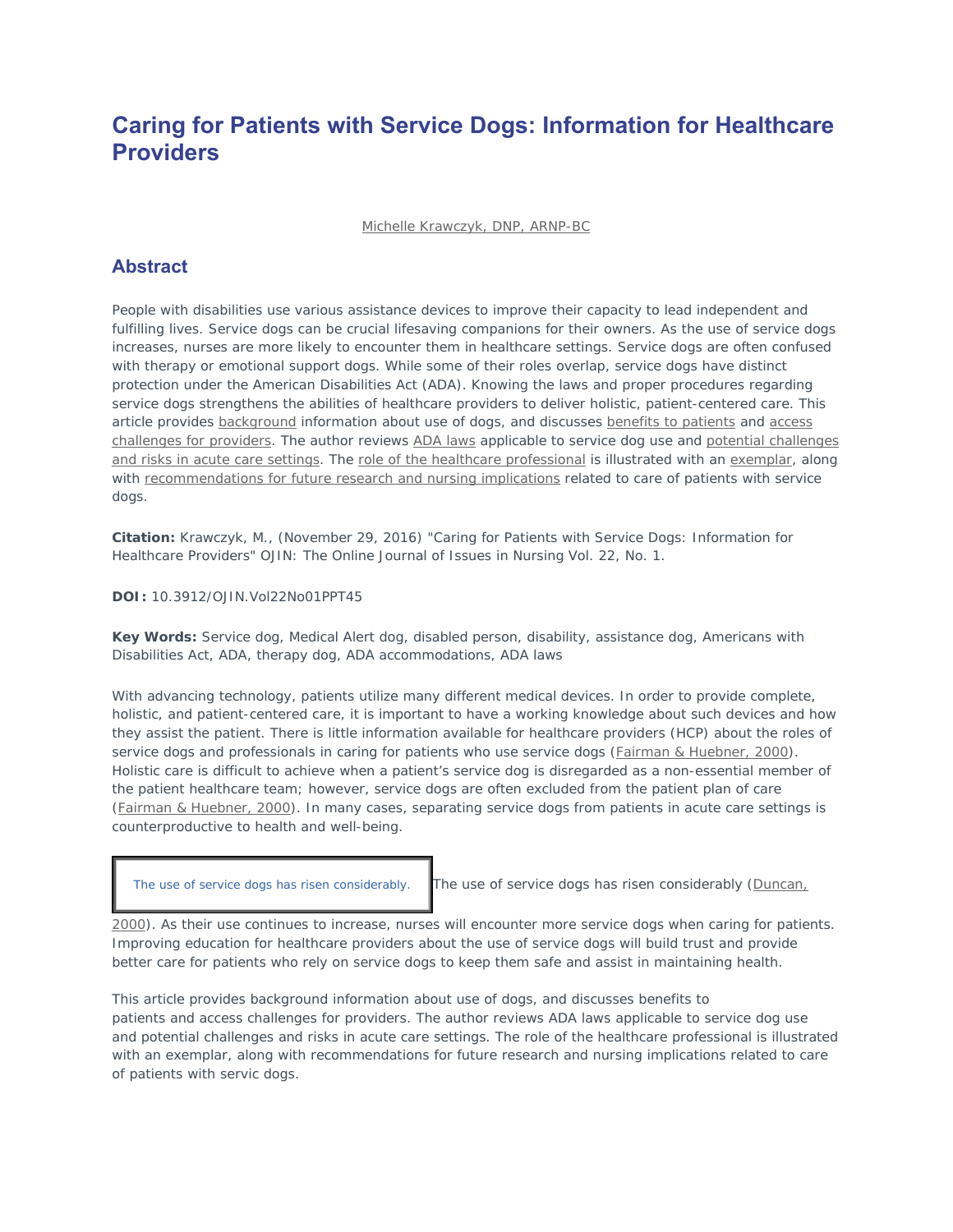# Caring for Patients with Service Dogs: Information for Healthcare Providers

Michelle Krawczyk, DNP, ARNP-BC

## Abstract

People with disabilities use various assistance devices to improve their capacity to lead independent and fulfilling lives. Service dogs can be crucial lifesaving companions for their owners. As the use of service dogs increases, nurses are more likely to encounter them in healthcare settings. Service dogs are often confused with therapy or emotional support dogs. While some of their roles overlap, service dogs have distinct protection under the American Disabilities Act (ADA). Knowing the laws and proper procedures regarding service dogs strengthens the abilities of healthcare providers to deliver holistic, patient-centered care. This article provides background information about use of dogs, and discusses benefits to patients and access challenges for providers. The author reviews ADA laws applicable to service dog use and potential challenges and risks in acute care settings. The role of the healthcare professional is illustrated with an exemplar, along with recommendations for future research and nursing implications related to care of patients with service dogs.

**Citation:** Krawczyk, M., (November 29, 2016) "Caring for Patients with Service Dogs: Information for Healthcare Providers" OJIN: The Online Journal of Issues in Nursing Vol. 22, No. 1.

**DOI:** 10.3912/OJIN.Vol22No01PPT45

**Key Words:** Service dog, Medical Alert dog, disabled person, disability, assistance dog, Americans with Disabilities Act, ADA, therapy dog, ADA accommodations, ADA laws

With advancing technology, patients utilize many different medical devices. In order to provide complete, holistic, and patient-centered care, it is important to have a working knowledge about such devices and how they assist the patient. There is little information available for healthcare providers (HCP) about the roles of service dogs and professionals in caring for patients who use service dogs (Fairman & Huebner, 2000). Holistic care is difficult to achieve when a patient's service dog is disregarded as a non-essential member of the patient healthcare team; however, service dogs are often excluded from the patient plan of care (Fairman & Huebner, 2000). In many cases, separating service dogs from patients in acute care settings is counterproductive to health and well-being.

> The use of service dogs has risen considerably.

The use of service dogs has risen considerably (Duncan, 2000). As their use continues to increase, nurses will encounter more service dogs when caring for patients. Improving education for healthcare providers about the use of service dogs will build trust and provide better care for patients who rely on service dogs to keep them safe and assist in maintaining health.

This article provides background information about use of dogs, and discusses benefits to patients and access challenges for providers. The author reviews ADA laws applicable to service dog use and potential challenges and risks in acute care settings. The role of the healthcare professional is illustrated with an exemplar, along with recommendations for future research and nursing implications related to care of patients with servic dogs.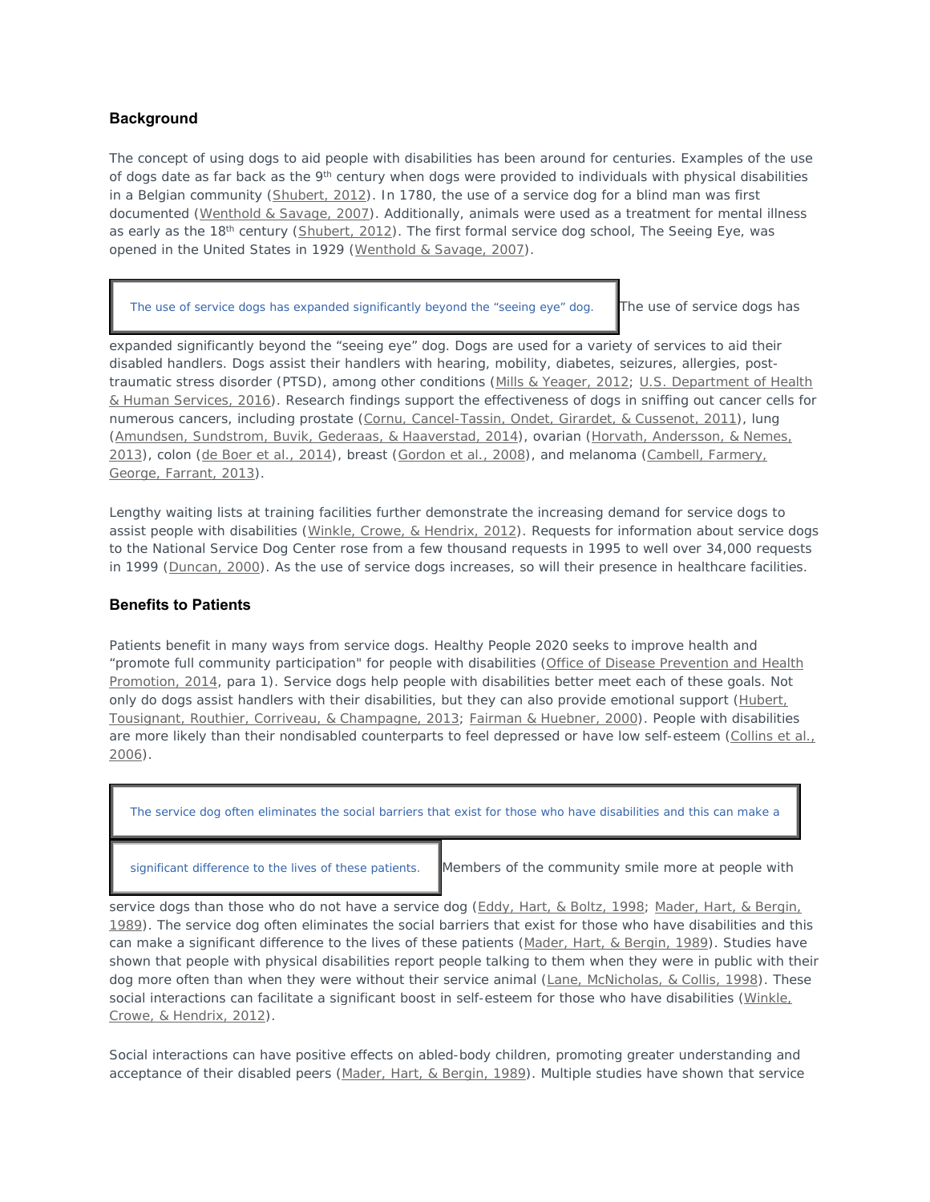### Background

The concept of using dogs to aid people with disabilities has been around for centuries. Examples of the use of dogs date as far back as the 9th century when dogs were provided to individuals with physical disabilities in a Belgian community (Shubert, 2012). In 1780, the use of a service dog for a blind man was first documented (Wenthold & Savage, 2007). Additionally, animals were used as a treatment for mental illness as early as the 18th century (Shubert, 2012). The first formal service dog school, The Seeing Eye, was opened in the United States in 1929 (Wenthold & Savage, 2007).

> The use of service dogs has expanded significantly beyond the "seeing eye" dog.

The use of service dogs has expanded significantly beyond the "seeing eye" dog. Dogs are used for a variety of services to aid their disabled handlers. Dogs assist their handlers with hearing, mobility, diabetes, seizures, allergies, post-traumatic stress disorder (PTSD), among other conditions (Mills & Yeager, 2012; U.S. Department of Health & Human Services, 2016). Research findings support the effectiveness of dogs in sniffing out cancer cells for numerous cancers, including prostate (Cornu, Cancel-Tassin, Ondet, Girardet, & Cussenot, 2011), lung (Amundsen, Sundstrom, Buvik, Gederaas, & Haaverstad, 2014), ovarian (Horvath, Andersson, & Nemes, 2013), colon (de Boer et al., 2014), breast (Gordon et al., 2008), and melanoma (Cambell, Farmery, George, Farrant, 2013).

Lengthy waiting lists at training facilities further demonstrate the increasing demand for service dogs to assist people with disabilities (Winkle, Crowe, & Hendrix, 2012). Requests for information about service dogs to the National Service Dog Center rose from a few thousand requests in 1995 to well over 34,000 requests in 1999 (Duncan, 2000). As the use of service dogs increases, so will their presence in healthcare facilities.

### Benefits to Patients

Patients benefit in many ways from service dogs. Healthy People 2020 seeks to improve health and "promote full community participation" for people with disabilities (Office of Disease Prevention and Health Promotion, 2014, para 1). Service dogs help people with disabilities better meet each of these goals. Not only do dogs assist handlers with their disabilities, but they can also provide emotional support (Hubert, Tousignant, Routhier, Corriveau, & Champagne, 2013; Fairman & Huebner, 2000). People with disabilities are more likely than their nondisabled counterparts to feel depressed or have low self-esteem (Collins et al., 2006).

> The service dog often eliminates the social barriers that exist for those who have disabilities and this can make a significant difference to the lives of these patients.

Members of the community smile more at people with service dogs than those who do not have a service dog (Eddy, Hart, & Boltz, 1998; Mader, Hart, & Bergin, 1989). The service dog often eliminates the social barriers that exist for those who have disabilities and this can make a significant difference to the lives of these patients (Mader, Hart, & Bergin, 1989). Studies have shown that people with physical disabilities report people talking to them when they were in public with their dog more often than when they were without their service animal (Lane, McNicholas, & Collis, 1998). These social interactions can facilitate a significant boost in self-esteem for those who have disabilities (Winkle, Crowe, & Hendrix, 2012).

Social interactions can have positive effects on abled-body children, promoting greater understanding and acceptance of their disabled peers (Mader, Hart, & Bergin, 1989). Multiple studies have shown that service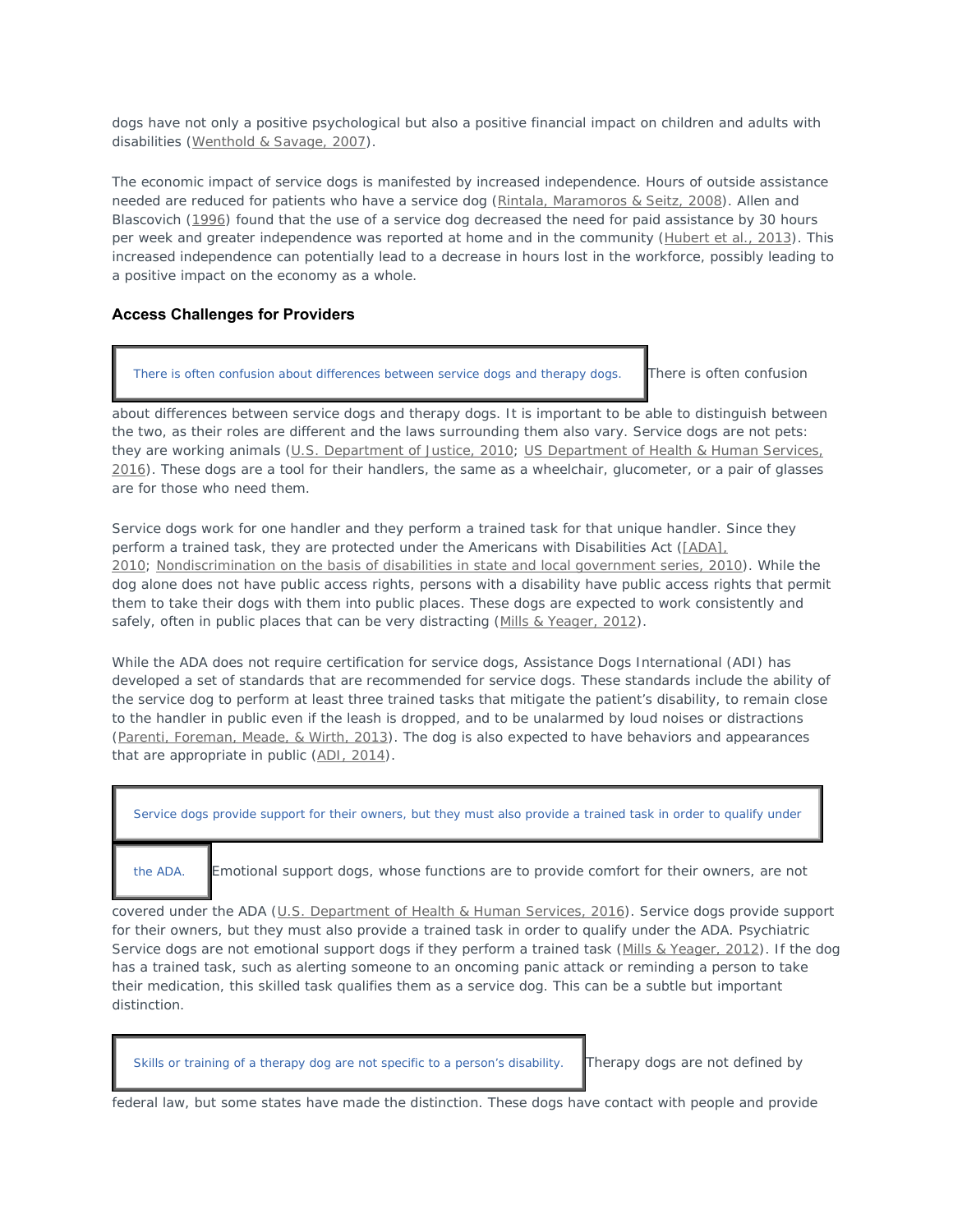dogs have not only a positive psychological but also a positive financial impact on children and adults with disabilities (Wenthold & Savage, 2007).

The economic impact of service dogs is manifested by increased independence. Hours of outside assistance needed are reduced for patients who have a service dog (Rintala, Maramoros & Seitz, 2008). Allen and Blascovich (1996) found that the use of a service dog decreased the need for paid assistance by 30 hours per week and greater independence was reported at home and in the community (Hubert et al., 2013). This increased independence can potentially lead to a decrease in hours lost in the workforce, possibly leading to a positive impact on the economy as a whole.

### Access Challenges for Providers

> There is often confusion about differences between service dogs and therapy dogs.

There is often confusion about differences between service dogs and therapy dogs. It is important to be able to distinguish between the two, as their roles are different and the laws surrounding them also vary. Service dogs are not pets: they are working animals (U.S. Department of Justice, 2010; US Department of Health & Human Services, 2016). These dogs are a tool for their handlers, the same as a wheelchair, glucometer, or a pair of glasses are for those who need them.

Service dogs work for one handler and they perform a trained task for that unique handler. Since they perform a trained task, they are protected under the Americans with Disabilities Act ([ADA], 2010; Nondiscrimination on the basis of disabilities in state and local government series, 2010). While the dog alone does not have public access rights, persons with a disability have public access rights that permit them to take their dogs with them into public places. These dogs are expected to work consistently and safely, often in public places that can be very distracting (Mills & Yeager, 2012).

While the ADA does not require certification for service dogs, Assistance Dogs International (ADI) has developed a set of standards that are recommended for service dogs. These standards include the ability of the service dog to perform at least three trained tasks that mitigate the patient's disability, to remain close to the handler in public even if the leash is dropped, and to be unalarmed by loud noises or distractions (Parenti, Foreman, Meade, & Wirth, 2013). The dog is also expected to have behaviors and appearances that are appropriate in public (ADI, 2014).

> Service dogs provide support for their owners, but they must also provide a trained task in order to qualify under the ADA.

Emotional support dogs, whose functions are to provide comfort for their owners, are not covered under the ADA (U.S. Department of Health & Human Services, 2016). Service dogs provide support for their owners, but they must also provide a trained task in order to qualify under the ADA. Psychiatric Service dogs are not emotional support dogs if they perform a trained task (Mills & Yeager, 2012). If the dog has a trained task, such as alerting someone to an oncoming panic attack or reminding a person to take their medication, this skilled task qualifies them as a service dog. This can be a subtle but important distinction.

> Skills or training of a therapy dog are not specific to a person's disability.

Therapy dogs are not defined by federal law, but some states have made the distinction. These dogs have contact with people and provide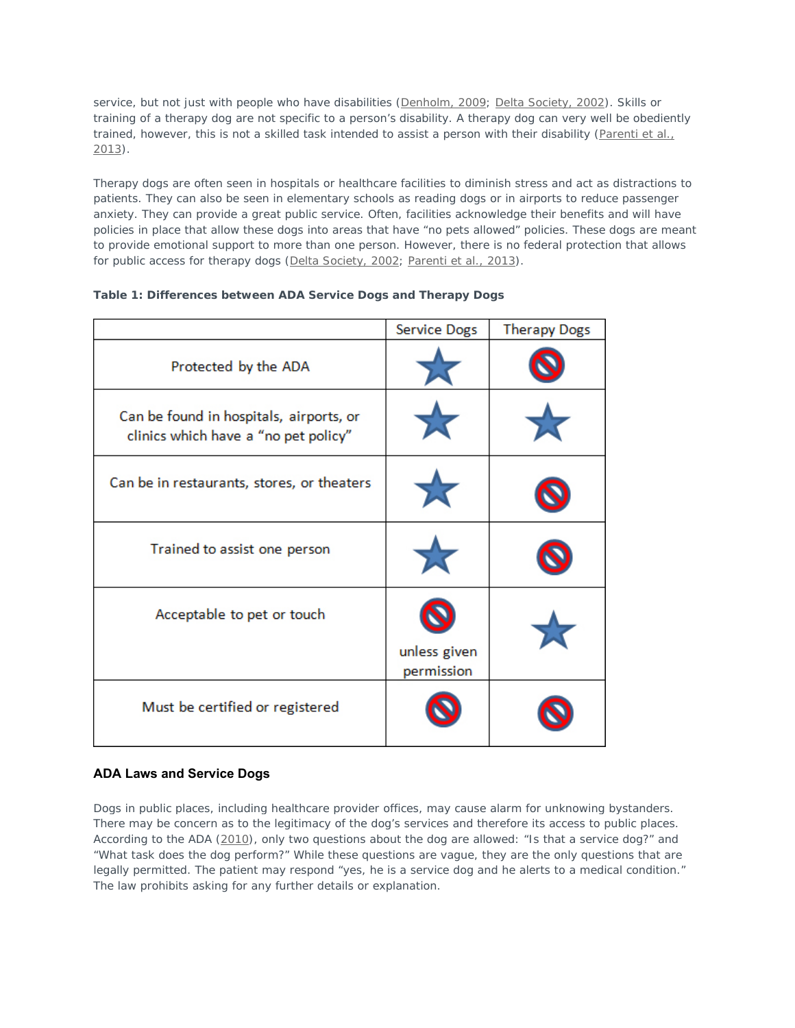service, but not just with people who have disabilities (Denholm, 2009; Delta Society, 2002). Skills or training of a therapy dog are not specific to a person's disability. A therapy dog can very well be obediently trained, however, this is not a skilled task intended to assist a person with their disability (Parenti et al., 2013).

Therapy dogs are often seen in hospitals or healthcare facilities to diminish stress and act as distractions to patients. They can also be seen in elementary schools as reading dogs or in airports to reduce passenger anxiety. They can provide a great public service. Often, facilities acknowledge their benefits and will have policies in place that allow these dogs into areas that have "no pets allowed" policies. These dogs are meant to provide emotional support to more than one person. However, there is no federal protection that allows for public access for therapy dogs (Delta Society, 2002; Parenti et al., 2013).

**Table 1: Differences between ADA Service Dogs and Therapy Dogs**

| | Service Dogs | Therapy Dogs |
|---|---|---|
| Protected by the ADA | ★ | 🚫 |
| Can be found in hospitals, airports, or clinics which have a "no pet policy" | ★ | ★ |
| Can be in restaurants, stores, or theaters | ★ | 🚫 |
| Trained to assist one person | ★ | 🚫 |
| Acceptable to pet or touch | 🚫 unless given permission | ★ |
| Must be certified or registered | 🚫 | 🚫 |

### ADA Laws and Service Dogs

Dogs in public places, including healthcare provider offices, may cause alarm for unknowing bystanders. There may be concern as to the legitimacy of the dog's services and therefore its access to public places. According to the ADA (2010), only two questions about the dog are allowed: "Is that a service dog?" and "What task does the dog perform?" While these questions are vague, they are the only questions that are legally permitted. The patient may respond "yes, he is a service dog and he alerts to a medical condition." The law prohibits asking for any further details or explanation.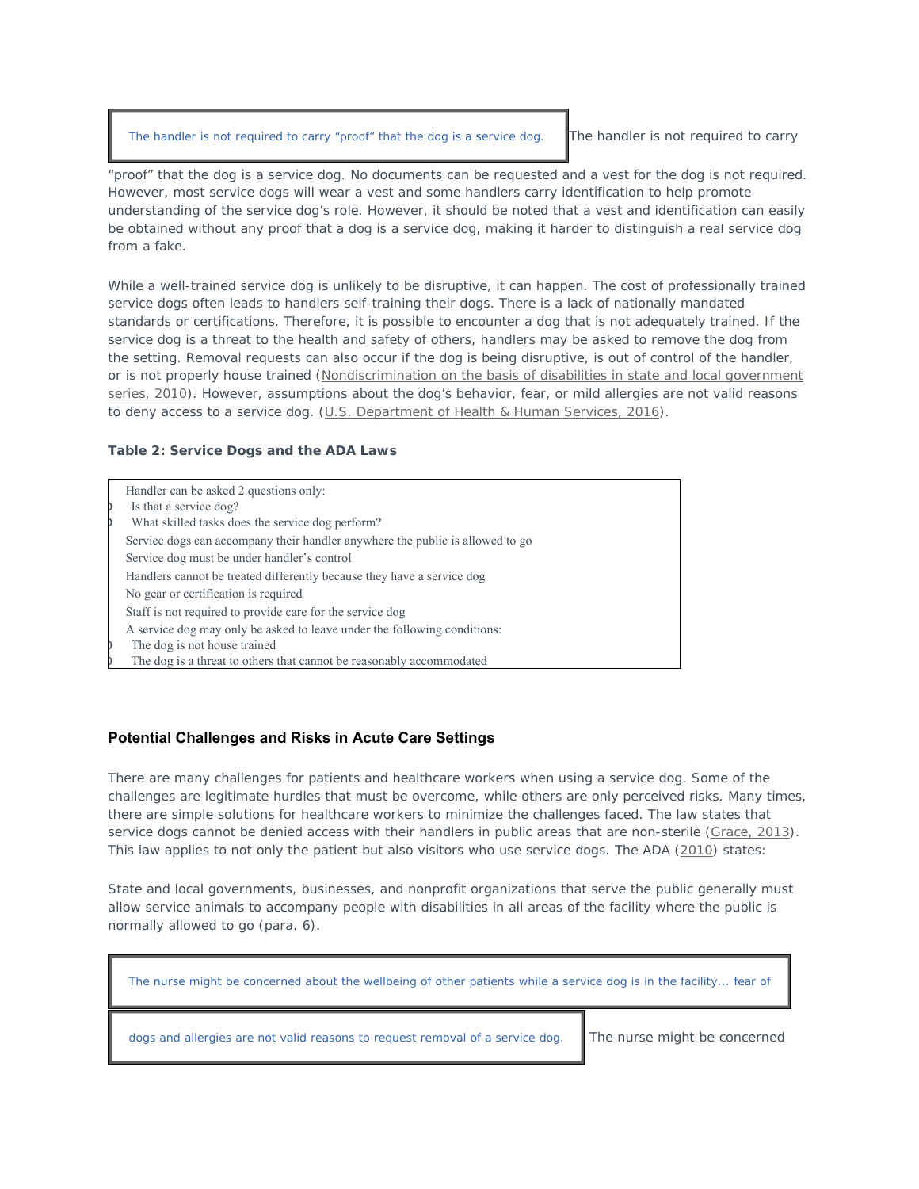> The handler is not required to carry "proof" that the dog is a service dog.

The handler is not required to carry "proof" that the dog is a service dog. No documents can be requested and a vest for the dog is not required. However, most service dogs will wear a vest and some handlers carry identification to help promote understanding of the service dog's role. However, it should be noted that a vest and identification can easily be obtained without any proof that a dog is a service dog, making it harder to distinguish a real service dog from a fake.

While a well-trained service dog is unlikely to be disruptive, it can happen. The cost of professionally trained service dogs often leads to handlers self-training their dogs. There is a lack of nationally mandated standards or certifications. Therefore, it is possible to encounter a dog that is not adequately trained. If the service dog is a threat to the health and safety of others, handlers may be asked to remove the dog from the setting. Removal requests can also occur if the dog is being disruptive, is out of control of the handler, or is not properly house trained (Nondiscrimination on the basis of disabilities in state and local government series, 2010). However, assumptions about the dog's behavior, fear, or mild allergies are not valid reasons to deny access to a service dog. (U.S. Department of Health & Human Services, 2016).

**Table 2: Service Dogs and the ADA Laws**

| |
|---|
| Handler can be asked 2 questions only:<br>- Is that a service dog?<br>- What skilled tasks does the service dog perform? |
| Service dogs can accompany their handler anywhere the public is allowed to go |
| Service dog must be under handler's control |
| Handlers cannot be treated differently because they have a service dog |
| No gear or certification is required |
| Staff is not required to provide care for the service dog |
| A service dog may only be asked to leave under the following conditions:<br>- The dog is not house trained<br>- The dog is a threat to others that cannot be reasonably accommodated |

### Potential Challenges and Risks in Acute Care Settings

There are many challenges for patients and healthcare workers when using a service dog. Some of the challenges are legitimate hurdles that must be overcome, while others are only perceived risks. Many times, there are simple solutions for healthcare workers to minimize the challenges faced. The law states that service dogs cannot be denied access with their handlers in public areas that are non-sterile (Grace, 2013). This law applies to not only the patient but also visitors who use service dogs. The ADA (2010) states:

> State and local governments, businesses, and nonprofit organizations that serve the public generally must allow service animals to accompany people with disabilities in all areas of the facility where the public is normally allowed to go (para. 6).

> The nurse might be concerned about the wellbeing of other patients while a service dog is in the facility... fear of dogs and allergies are not valid reasons to request removal of a service dog.

The nurse might be concerned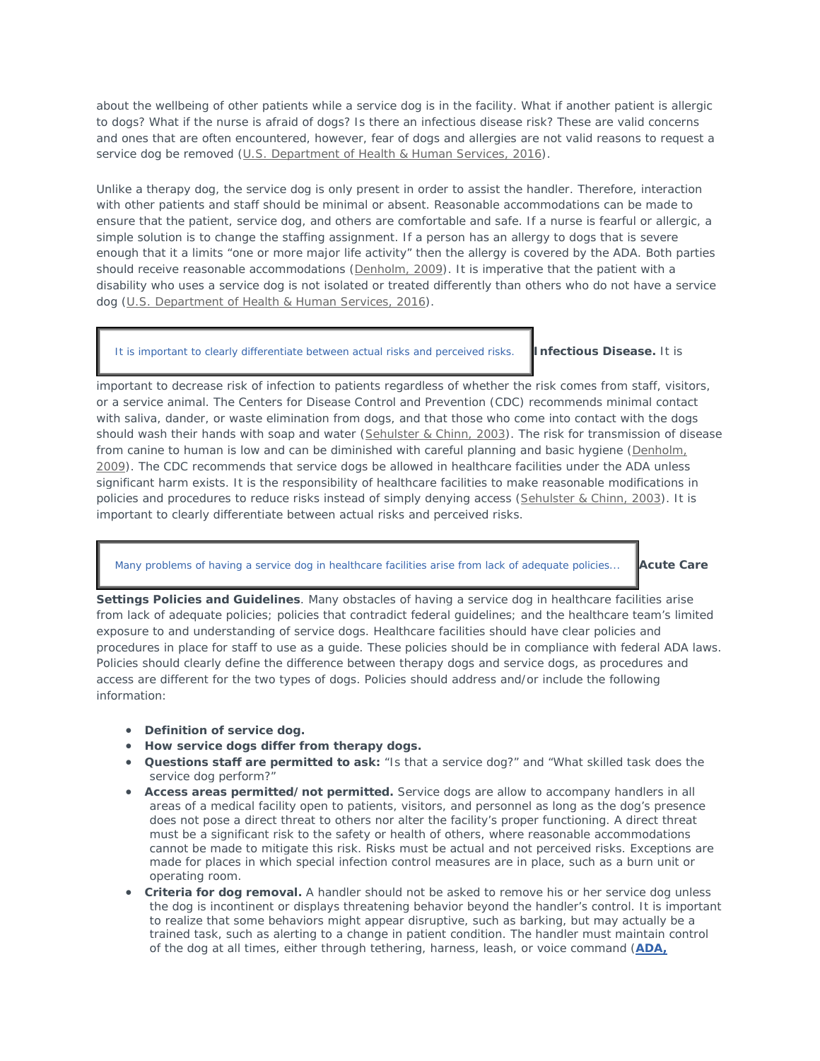about the wellbeing of other patients while a service dog is in the facility. What if another patient is allergic to dogs? What if the nurse is afraid of dogs? Is there an infectious disease risk? These are valid concerns and ones that are often encountered, however, fear of dogs and allergies are not valid reasons to request a service dog be removed (U.S. Department of Health & Human Services, 2016).

Unlike a therapy dog, the service dog is only present in order to assist the handler. Therefore, interaction with other patients and staff should be minimal or absent. Reasonable accommodations can be made to ensure that the patient, service dog, and others are comfortable and safe. If a nurse is fearful or allergic, a simple solution is to change the staffing assignment. If a person has an allergy to dogs that is severe enough that it a limits "one or more major life activity" then the allergy is covered by the ADA. Both parties should receive reasonable accommodations (Denholm, 2009). It is imperative that the patient with a disability who uses a service dog is not isolated or treated differently than others who do not have a service dog (U.S. Department of Health & Human Services, 2016).

> It is important to clearly differentiate between actual risks and perceived risks.

**Infectious Disease.** It is important to decrease risk of infection to patients regardless of whether the risk comes from staff, visitors, or a service animal. The Centers for Disease Control and Prevention (CDC) recommends minimal contact with saliva, dander, or waste elimination from dogs, and that those who come into contact with the dogs should wash their hands with soap and water (Sehulster & Chinn, 2003). The risk for transmission of disease from canine to human is low and can be diminished with careful planning and basic hygiene (Denholm, 2009). The CDC recommends that service dogs be allowed in healthcare facilities under the ADA unless significant harm exists. It is the responsibility of healthcare facilities to make reasonable modifications in policies and procedures to reduce risks instead of simply denying access (Sehulster & Chinn, 2003). It is important to clearly differentiate between actual risks and perceived risks.

> Many problems of having a service dog in healthcare facilities arise from lack of adequate policies...

**Acute Care Settings Policies and Guidelines**. Many obstacles of having a service dog in healthcare facilities arise from lack of adequate policies; policies that contradict federal guidelines; and the healthcare team's limited exposure to and understanding of service dogs. Healthcare facilities should have clear policies and procedures in place for staff to use as a guide. These policies should be in compliance with federal ADA laws. Policies should clearly define the difference between therapy dogs and service dogs, as procedures and access are different for the two types of dogs. Policies should address and/or include the following information:

- **Definition of service dog.**
- **How service dogs differ from therapy dogs.**
- **Questions staff are permitted to ask:** "Is that a service dog?" and "What skilled task does the service dog perform?"
- **Access areas permitted/not permitted.** Service dogs are allow to accompany handlers in all areas of a medical facility open to patients, visitors, and personnel as long as the dog's presence does not pose a direct threat to others nor alter the facility's proper functioning. A direct threat must be a significant risk to the safety or health of others, where reasonable accommodations cannot be made to mitigate this risk. Risks must be actual and not perceived risks. Exceptions are made for places in which special infection control measures are in place, such as a burn unit or operating room.
- **Criteria for dog removal.** A handler should not be asked to remove his or her service dog unless the dog is incontinent or displays threatening behavior beyond the handler's control. It is important to realize that some behaviors might appear disruptive, such as barking, but may actually be a trained task, such as alerting to a change in patient condition. The handler must maintain control of the dog at all times, either through tethering, harness, leash, or voice command (**ADA,**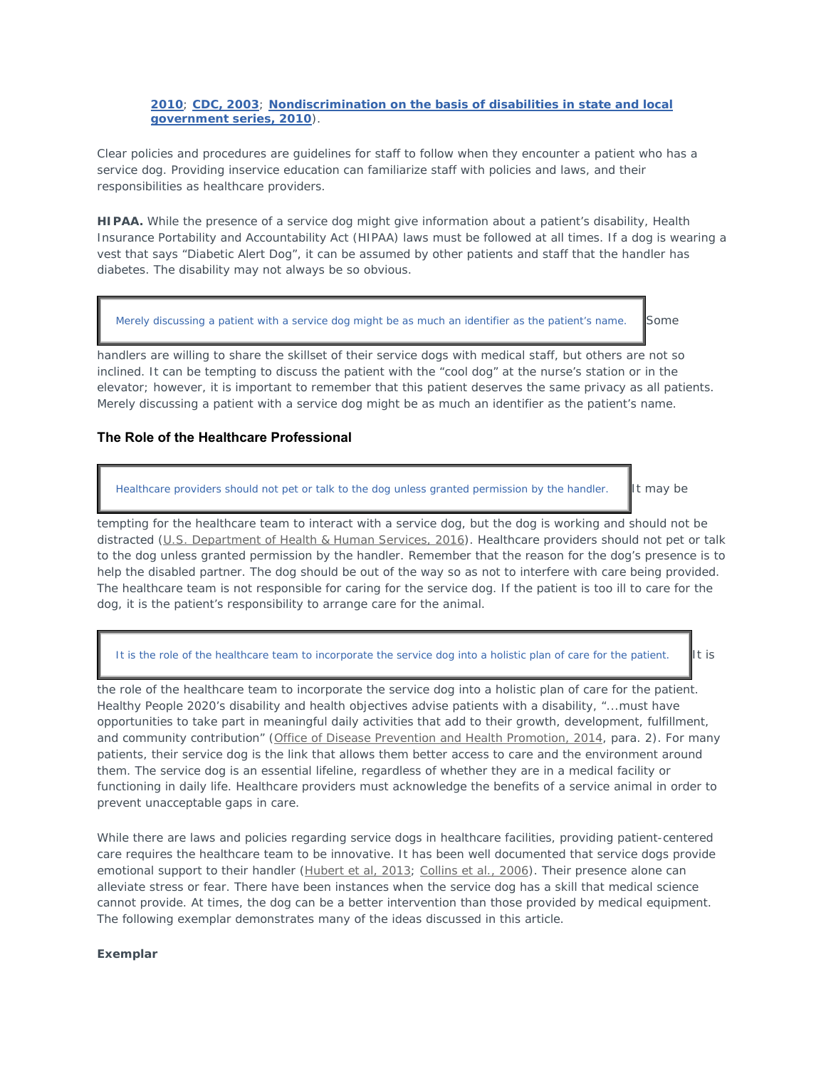[2010](#); [CDC, 2003](#); [Nondiscrimination on the basis of disabilities in state and local government series, 2010](#)).

Clear policies and procedures are guidelines for staff to follow when they encounter a patient who has a service dog. Providing inservice education can familiarize staff with policies and laws, and their responsibilities as healthcare providers.

**HIPAA.** While the presence of a service dog might give information about a patient's disability, Health Insurance Portability and Accountability Act (HIPAA) laws must be followed at all times. If a dog is wearing a vest that says "Diabetic Alert Dog", it can be assumed by other patients and staff that the handler has diabetes. The disability may not always be so obvious.

> Merely discussing a patient with a service dog might be as much an identifier as the patient's name.

Some handlers are willing to share the skillset of their service dogs with medical staff, but others are not so inclined. It can be tempting to discuss the patient with the "cool dog" at the nurse's station or in the elevator; however, it is important to remember that this patient deserves the same privacy as all patients. Merely discussing a patient with a service dog might be as much an identifier as the patient's name.

### The Role of the Healthcare Professional

> Healthcare providers should not pet or talk to the dog unless granted permission by the handler.

It may be tempting for the healthcare team to interact with a service dog, but the dog is working and should not be distracted ([U.S. Department of Health & Human Services, 2016](#)). Healthcare providers should not pet or talk to the dog unless granted permission by the handler. Remember that the reason for the dog's presence is to help the disabled partner. The dog should be out of the way so as not to interfere with care being provided. The healthcare team is not responsible for caring for the service dog. If the patient is too ill to care for the dog, it is the patient's responsibility to arrange care for the animal.

> It is the role of the healthcare team to incorporate the service dog into a holistic plan of care for the patient.

It is the role of the healthcare team to incorporate the service dog into a holistic plan of care for the patient. Healthy People 2020's disability and health objectives advise patients with a disability, "...must have opportunities to take part in meaningful daily activities that add to their growth, development, fulfillment, and community contribution" ([Office of Disease Prevention and Health Promotion, 2014](#), para. 2). For many patients, their service dog is the link that allows them better access to care and the environment around them. The service dog is an essential lifeline, regardless of whether they are in a medical facility or functioning in daily life. Healthcare providers must acknowledge the benefits of a service animal in order to prevent unacceptable gaps in care.

While there are laws and policies regarding service dogs in healthcare facilities, providing patient-centered care requires the healthcare team to be innovative. It has been well documented that service dogs provide emotional support to their handler ([Hubert et al, 2013](#); [Collins et al., 2006](#)). Their presence alone can alleviate stress or fear. There have been instances when the service dog has a skill that medical science cannot provide. At times, the dog can be a better intervention than those provided by medical equipment. The following exemplar demonstrates many of the ideas discussed in this article.

**Exemplar**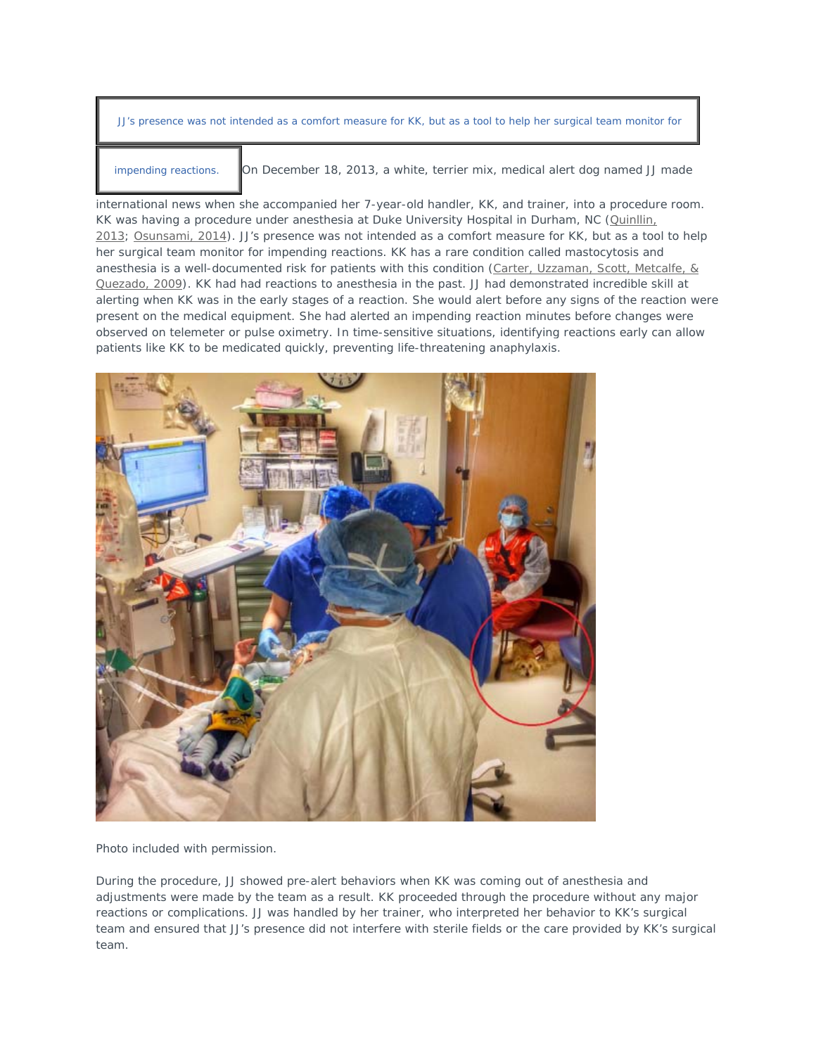> JJ's presence was not intended as a comfort measure for KK, but as a tool to help her surgical team monitor for impending reactions.

On December 18, 2013, a white, terrier mix, medical alert dog named JJ made international news when she accompanied her 7-year-old handler, KK, and trainer, into a procedure room. KK was having a procedure under anesthesia at Duke University Hospital in Durham, NC (Quinllin, 2013; Osunsami, 2014). JJ's presence was not intended as a comfort measure for KK, but as a tool to help her surgical team monitor for impending reactions. KK has a rare condition called mastocytosis and anesthesia is a well-documented risk for patients with this condition (Carter, Uzzaman, Scott, Metcalfe, & Quezado, 2009). KK had had reactions to anesthesia in the past. JJ had demonstrated incredible skill at alerting when KK was in the early stages of a reaction. She would alert before any signs of the reaction were present on the medical equipment. She had alerted an impending reaction minutes before changes were observed on telemeter or pulse oximetry. In time-sensitive situations, identifying reactions early can allow patients like KK to be medicated quickly, preventing life-threatening anaphylaxis.

Photo included with permission.

During the procedure, JJ showed pre-alert behaviors when KK was coming out of anesthesia and adjustments were made by the team as a result. KK proceeded through the procedure without any major reactions or complications. JJ was handled by her trainer, who interpreted her behavior to KK's surgical team and ensured that JJ's presence did not interfere with sterile fields or the care provided by KK's surgical team.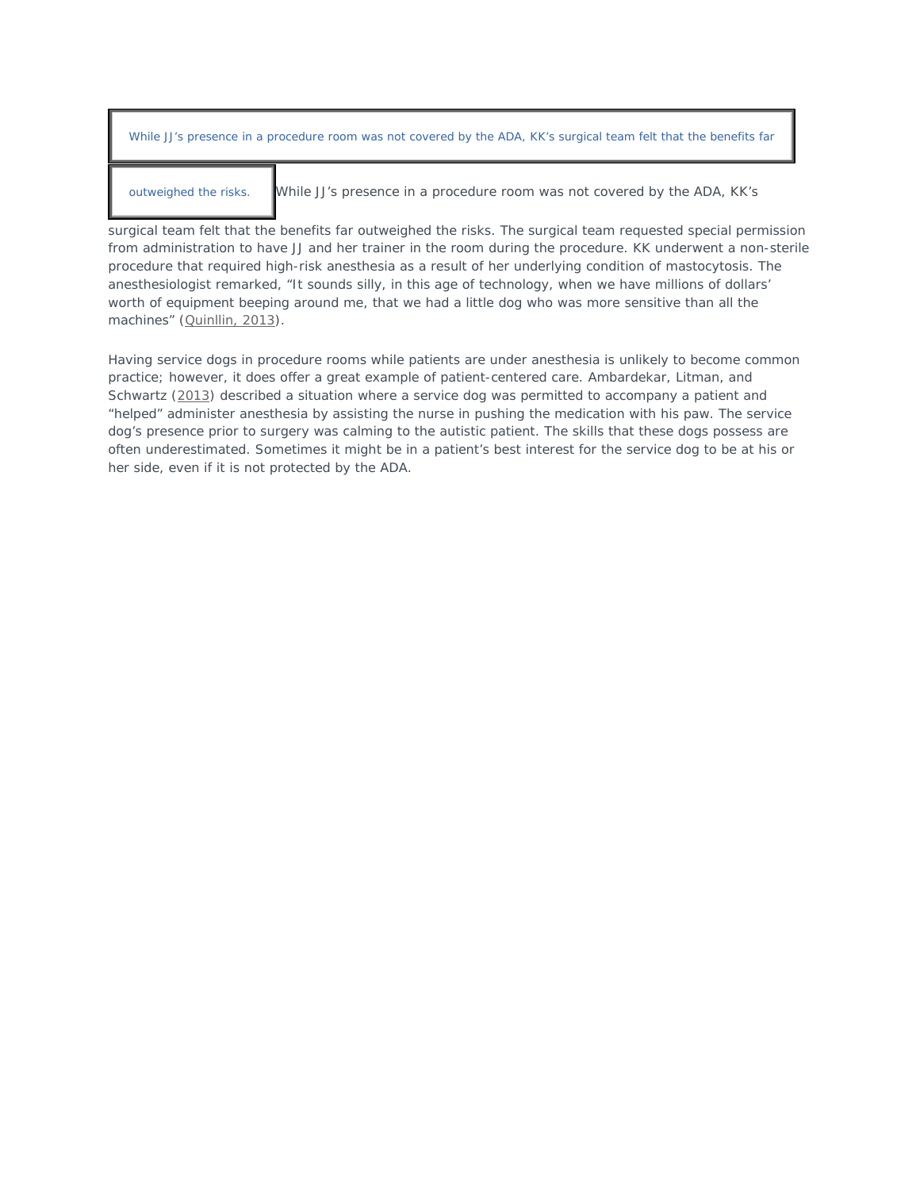> While JJ’s presence in a procedure room was not covered by the ADA, KK’s surgical team felt that the benefits far outweighed the risks.

While JJ’s presence in a procedure room was not covered by the ADA, KK’s surgical team felt that the benefits far outweighed the risks. The surgical team requested special permission from administration to have JJ and her trainer in the room during the procedure. KK underwent a non-sterile procedure that required high-risk anesthesia as a result of her underlying condition of mastocytosis. The anesthesiologist remarked, “It sounds silly, in this age of technology, when we have millions of dollars’ worth of equipment beeping around me, that we had a little dog who was more sensitive than all the machines” (Quinllin, 2013).

Having service dogs in procedure rooms while patients are under anesthesia is unlikely to become common practice; however, it does offer a great example of patient-centered care. Ambardekar, Litman, and Schwartz (2013) described a situation where a service dog was permitted to accompany a patient and “helped” administer anesthesia by assisting the nurse in pushing the medication with his paw. The service dog’s presence prior to surgery was calming to the autistic patient. The skills that these dogs possess are often underestimated. Sometimes it might be in a patient’s best interest for the service dog to be at his or her side, even if it is not protected by the ADA.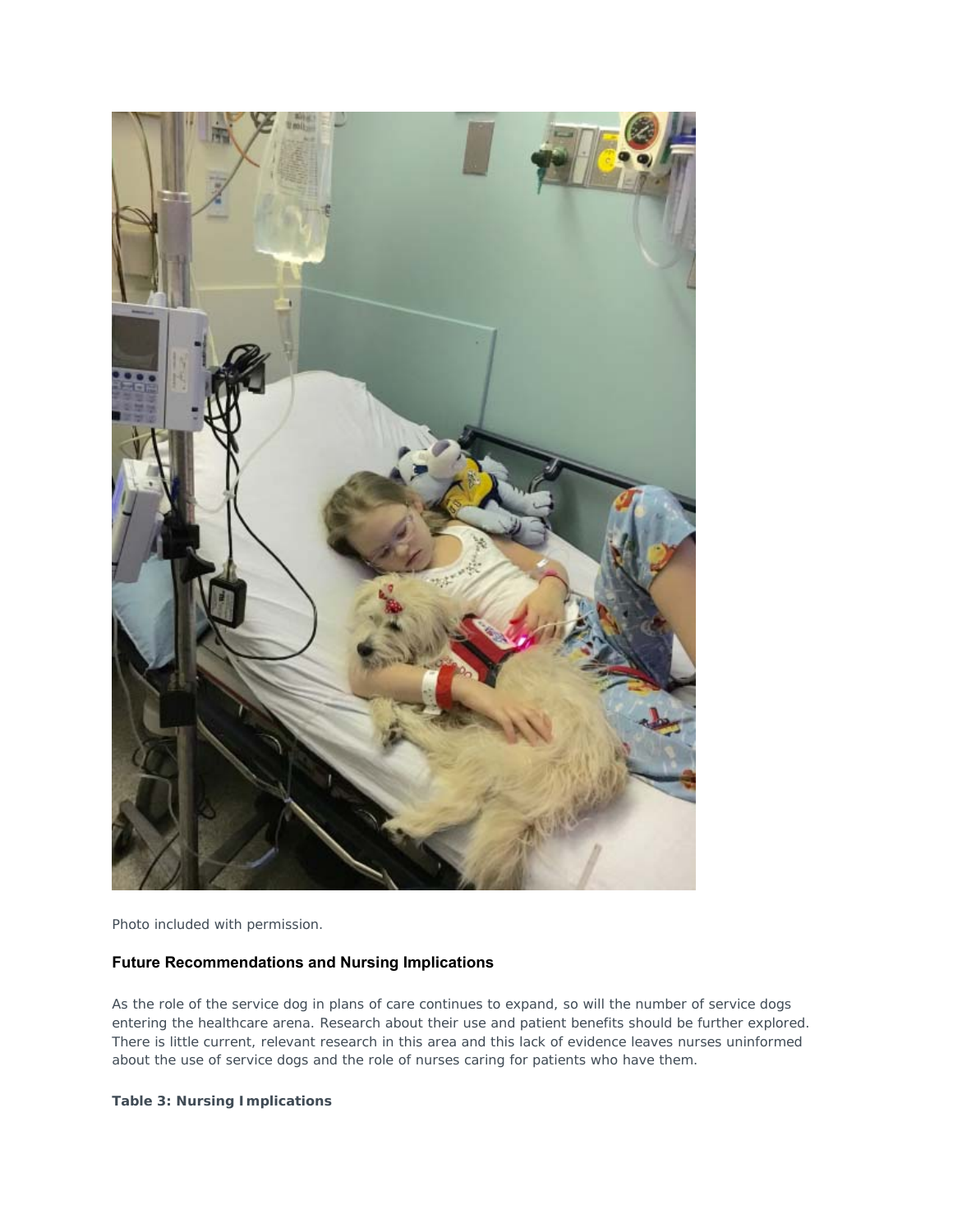Photo included with permission.

### Future Recommendations and Nursing Implications

As the role of the service dog in plans of care continues to expand, so will the number of service dogs entering the healthcare arena. Research about their use and patient benefits should be further explored. There is little current, relevant research in this area and this lack of evidence leaves nurses uninformed about the use of service dogs and the role of nurses caring for patients who have them.

**Table 3: Nursing Implications**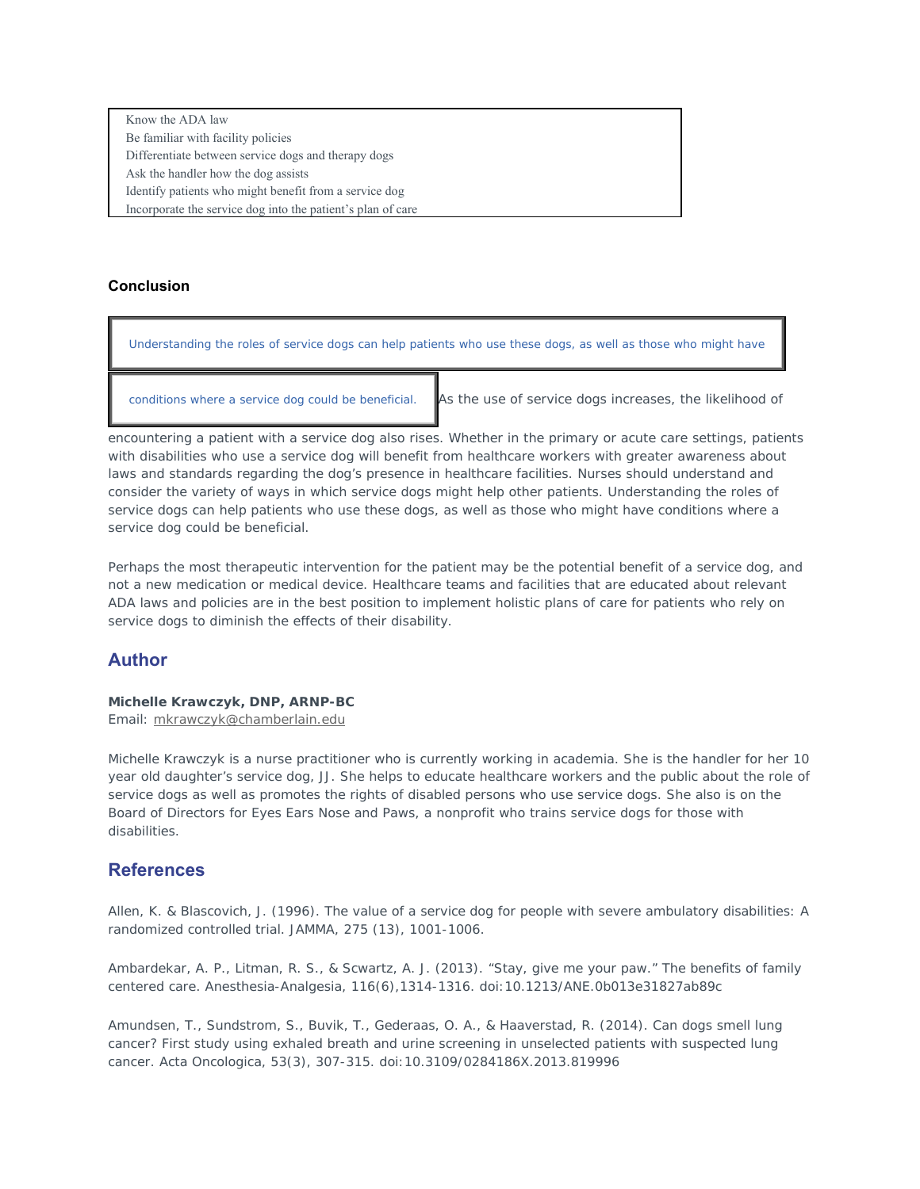Know the ADA law
Be familiar with facility policies
Differentiate between service dogs and therapy dogs
Ask the handler how the dog assists
Identify patients who might benefit from a service dog
Incorporate the service dog into the patient's plan of care

### Conclusion

> Understanding the roles of service dogs can help patients who use these dogs, as well as those who might have conditions where a service dog could be beneficial.

As the use of service dogs increases, the likelihood of encountering a patient with a service dog also rises. Whether in the primary or acute care settings, patients with disabilities who use a service dog will benefit from healthcare workers with greater awareness about laws and standards regarding the dog's presence in healthcare facilities. Nurses should understand and consider the variety of ways in which service dogs might help other patients. Understanding the roles of service dogs can help patients who use these dogs, as well as those who might have conditions where a service dog could be beneficial.

Perhaps the most therapeutic intervention for the patient may be the potential benefit of a service dog, and not a new medication or medical device. Healthcare teams and facilities that are educated about relevant ADA laws and policies are in the best position to implement holistic plans of care for patients who rely on service dogs to diminish the effects of their disability.

## Author

**Michelle Krawczyk, DNP, ARNP-BC**
Email: mkrawczyk@chamberlain.edu

Michelle Krawczyk is a nurse practitioner who is currently working in academia. She is the handler for her 10 year old daughter's service dog, JJ. She helps to educate healthcare workers and the public about the role of service dogs as well as promotes the rights of disabled persons who use service dogs. She also is on the Board of Directors for Eyes Ears Nose and Paws, a nonprofit who trains service dogs for those with disabilities.

## References

Allen, K. & Blascovich, J. (1996). The value of a service dog for people with severe ambulatory disabilities: A randomized controlled trial. JAMMA, 275 (13), 1001-1006.

Ambardekar, A. P., Litman, R. S., & Scwartz, A. J. (2013). "Stay, give me your paw." The benefits of family centered care. Anesthesia-Analgesia, 116(6),1314-1316. doi:10.1213/ANE.0b013e31827ab89c

Amundsen, T., Sundstrom, S., Buvik, T., Gederaas, O. A., & Haaverstad, R. (2014). Can dogs smell lung cancer? First study using exhaled breath and urine screening in unselected patients with suspected lung cancer. Acta Oncologica, 53(3), 307-315. doi:10.3109/0284186X.2013.819996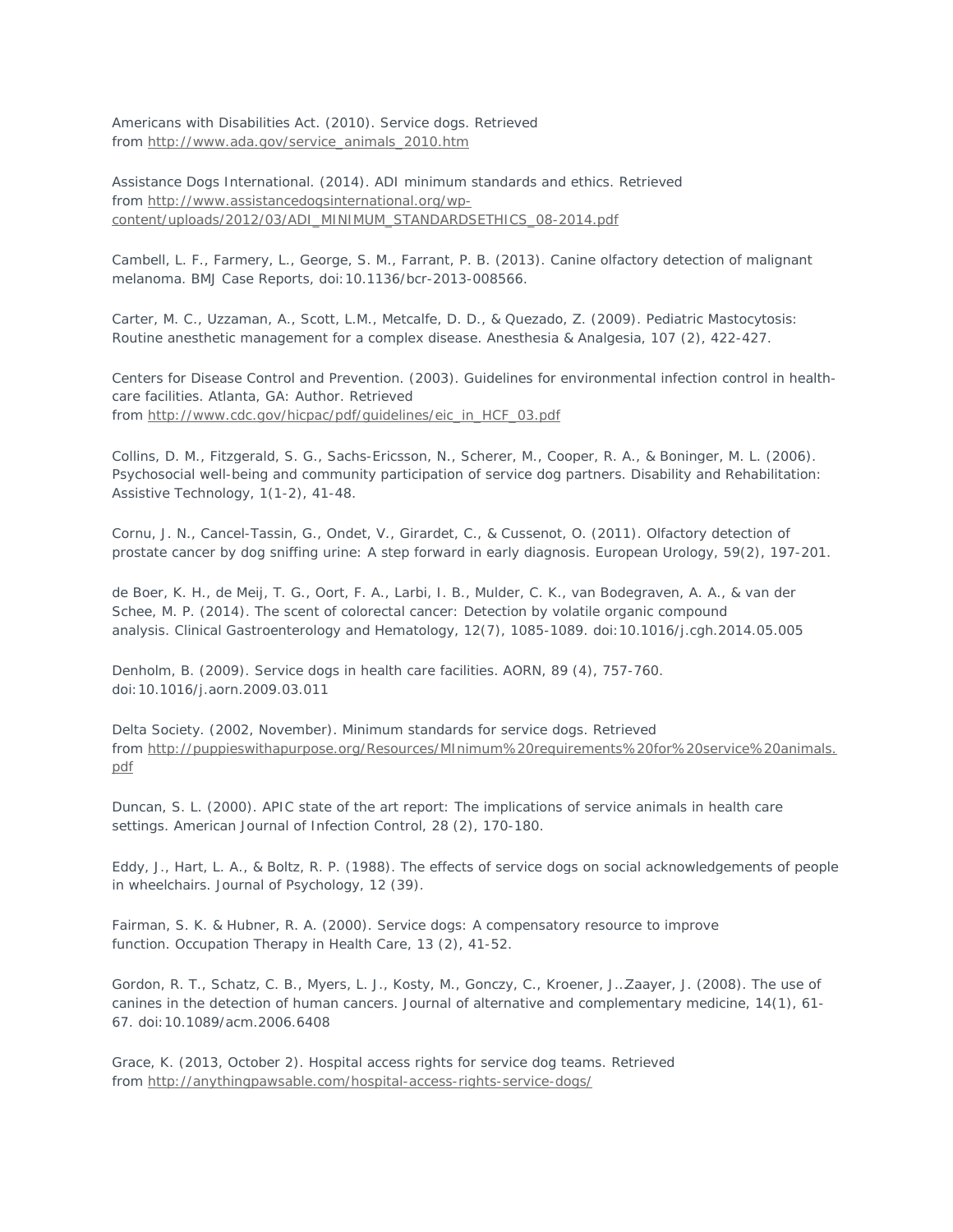Americans with Disabilities Act. (2010). Service dogs. Retrieved from http://www.ada.gov/service_animals_2010.htm

Assistance Dogs International. (2014). ADI minimum standards and ethics. Retrieved from http://www.assistancedogsinternational.org/wp-content/uploads/2012/03/ADI_MINIMUM_STANDARDSETHICS_08-2014.pdf

Cambell, L. F., Farmery, L., George, S. M., Farrant, P. B. (2013). Canine olfactory detection of malignant melanoma. BMJ Case Reports, doi:10.1136/bcr-2013-008566.

Carter, M. C., Uzzaman, A., Scott, L.M., Metcalfe, D. D., & Quezado, Z. (2009). Pediatric Mastocytosis: Routine anesthetic management for a complex disease. Anesthesia & Analgesia, 107 (2), 422-427.

Centers for Disease Control and Prevention. (2003). Guidelines for environmental infection control in health-care facilities. Atlanta, GA: Author. Retrieved from http://www.cdc.gov/hicpac/pdf/guidelines/eic_in_HCF_03.pdf

Collins, D. M., Fitzgerald, S. G., Sachs-Ericsson, N., Scherer, M., Cooper, R. A., & Boninger, M. L. (2006). Psychosocial well-being and community participation of service dog partners. Disability and Rehabilitation: Assistive Technology, 1(1-2), 41-48.

Cornu, J. N., Cancel-Tassin, G., Ondet, V., Girardet, C., & Cussenot, O. (2011). Olfactory detection of prostate cancer by dog sniffing urine: A step forward in early diagnosis. European Urology, 59(2), 197-201.

de Boer, K. H., de Meij, T. G., Oort, F. A., Larbi, I. B., Mulder, C. K., van Bodegraven, A. A., & van der Schee, M. P. (2014). The scent of colorectal cancer: Detection by volatile organic compound analysis. Clinical Gastroenterology and Hematology, 12(7), 1085-1089. doi:10.1016/j.cgh.2014.05.005

Denholm, B. (2009). Service dogs in health care facilities. AORN, 89 (4), 757-760. doi:10.1016/j.aorn.2009.03.011

Delta Society. (2002, November). Minimum standards for service dogs. Retrieved from http://puppieswithapurpose.org/Resources/MInimum%20requirements%20for%20service%20animals.pdf

Duncan, S. L. (2000). APIC state of the art report: The implications of service animals in health care settings. American Journal of Infection Control, 28 (2), 170-180.

Eddy, J., Hart, L. A., & Boltz, R. P. (1988). The effects of service dogs on social acknowledgements of people in wheelchairs. Journal of Psychology, 12 (39).

Fairman, S. K. & Hubner, R. A. (2000). Service dogs: A compensatory resource to improve function. Occupation Therapy in Health Care, 13 (2), 41-52.

Gordon, R. T., Schatz, C. B., Myers, L. J., Kosty, M., Gonczy, C., Kroener, J…Zaayer, J. (2008). The use of canines in the detection of human cancers. Journal of alternative and complementary medicine, 14(1), 61-67. doi:10.1089/acm.2006.6408

Grace, K. (2013, October 2). Hospital access rights for service dog teams. Retrieved from http://anythingpawsable.com/hospital-access-rights-service-dogs/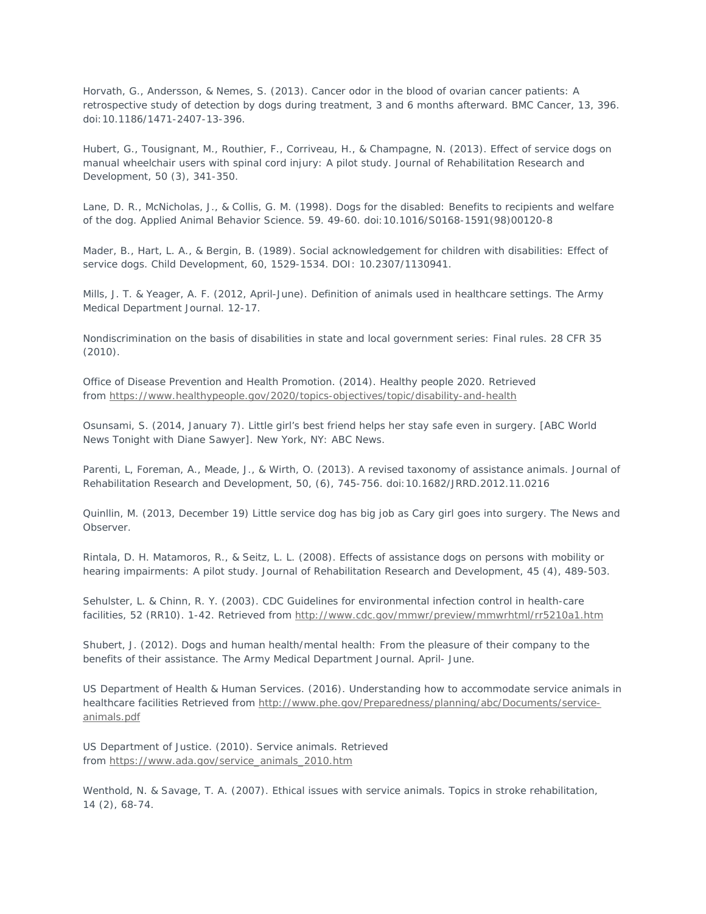Horvath, G., Andersson, & Nemes, S. (2013). Cancer odor in the blood of ovarian cancer patients: A retrospective study of detection by dogs during treatment, 3 and 6 months afterward. BMC Cancer, 13, 396. doi:10.1186/1471-2407-13-396.

Hubert, G., Tousignant, M., Routhier, F., Corriveau, H., & Champagne, N. (2013). Effect of service dogs on manual wheelchair users with spinal cord injury: A pilot study. Journal of Rehabilitation Research and Development, 50 (3), 341-350.

Lane, D. R., McNicholas, J., & Collis, G. M. (1998). Dogs for the disabled: Benefits to recipients and welfare of the dog. Applied Animal Behavior Science. 59. 49-60. doi:10.1016/S0168-1591(98)00120-8

Mader, B., Hart, L. A., & Bergin, B. (1989). Social acknowledgement for children with disabilities: Effect of service dogs. Child Development, 60, 1529-1534. DOI: 10.2307/1130941.

Mills, J. T. & Yeager, A. F. (2012, April-June). Definition of animals used in healthcare settings. The Army Medical Department Journal. 12-17.

Nondiscrimination on the basis of disabilities in state and local government series: Final rules. 28 CFR 35 (2010).

Office of Disease Prevention and Health Promotion. (2014). Healthy people 2020. Retrieved from https://www.healthypeople.gov/2020/topics-objectives/topic/disability-and-health

Osunsami, S. (2014, January 7). Little girl's best friend helps her stay safe even in surgery. [ABC World News Tonight with Diane Sawyer]. New York, NY: ABC News.

Parenti, L, Foreman, A., Meade, J., & Wirth, O. (2013). A revised taxonomy of assistance animals. Journal of Rehabilitation Research and Development, 50, (6), 745-756. doi:10.1682/JRRD.2012.11.0216

Quinllin, M. (2013, December 19) Little service dog has big job as Cary girl goes into surgery. The News and Observer.

Rintala, D. H. Matamoros, R., & Seitz, L. L. (2008). Effects of assistance dogs on persons with mobility or hearing impairments: A pilot study. Journal of Rehabilitation Research and Development, 45 (4), 489-503.

Sehulster, L. & Chinn, R. Y. (2003). CDC Guidelines for environmental infection control in health-care facilities, 52 (RR10). 1-42. Retrieved from http://www.cdc.gov/mmwr/preview/mmwrhtml/rr5210a1.htm

Shubert, J. (2012). Dogs and human health/mental health: From the pleasure of their company to the benefits of their assistance. The Army Medical Department Journal. April- June.

US Department of Health & Human Services. (2016). Understanding how to accommodate service animals in healthcare facilities Retrieved from http://www.phe.gov/Preparedness/planning/abc/Documents/service-animals.pdf

US Department of Justice. (2010). Service animals. Retrieved from https://www.ada.gov/service_animals_2010.htm

Wenthold, N. & Savage, T. A. (2007). Ethical issues with service animals. Topics in stroke rehabilitation, 14 (2), 68-74.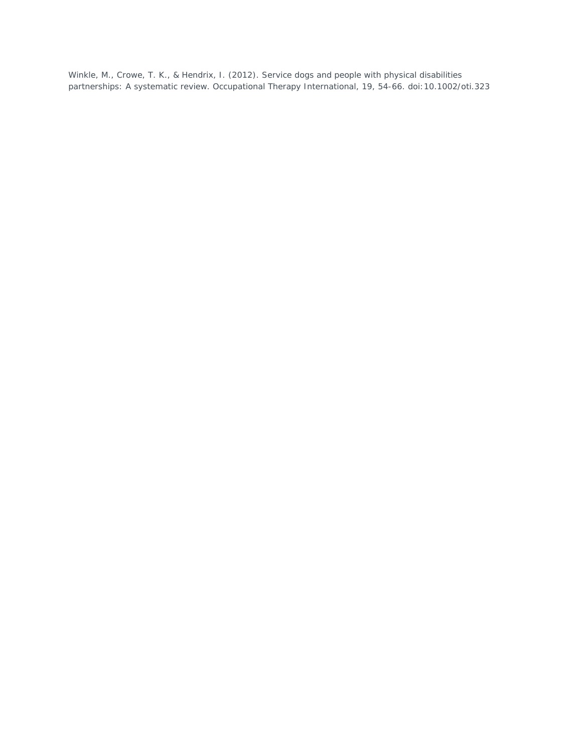Winkle, M., Crowe, T. K., & Hendrix, I. (2012). Service dogs and people with physical disabilities partnerships: A systematic review. Occupational Therapy International, 19, 54-66. doi:10.1002/oti.323